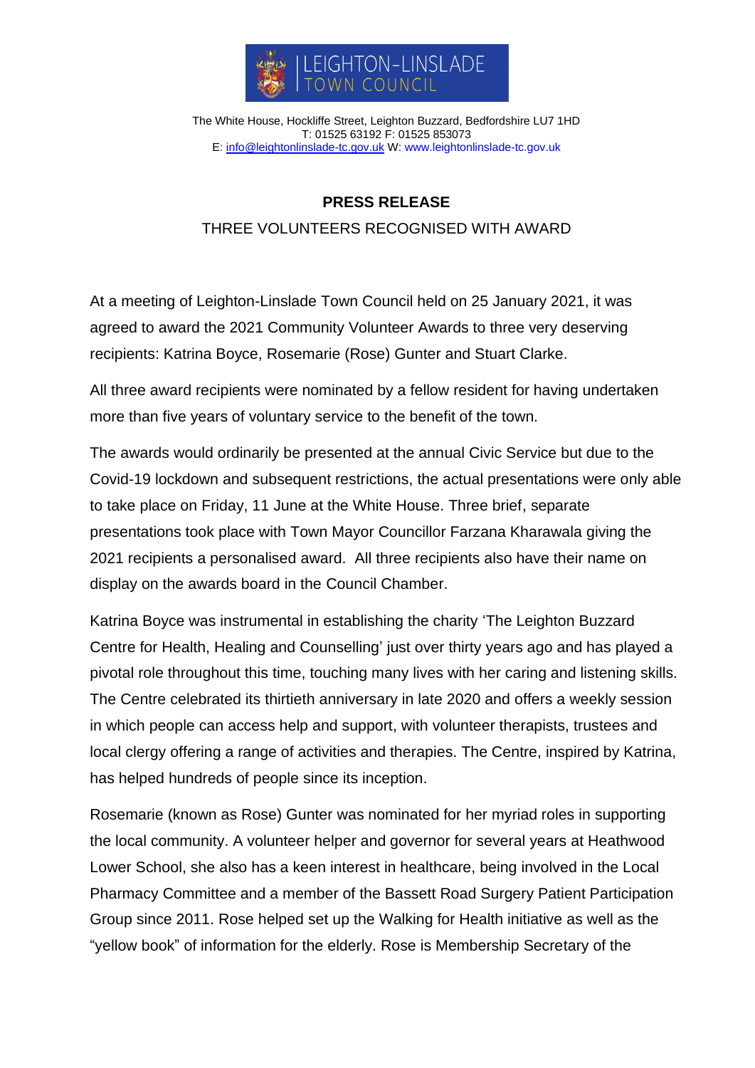LEIGHTON-LINSLADE TOWN COUNCIL

The White House, Hockliffe Street, Leighton Buzzard, Bedfordshire LU7 1HD
T: 01525 63192 F: 01525 853073
E: info@leightonlinslade-tc.gov.uk W: www.leightonlinslade-tc.gov.uk

**PRESS RELEASE**

THREE VOLUNTEERS RECOGNISED WITH AWARD

At a meeting of Leighton-Linslade Town Council held on 25 January 2021, it was agreed to award the 2021 Community Volunteer Awards to three very deserving recipients: Katrina Boyce, Rosemarie (Rose) Gunter and Stuart Clarke.

All three award recipients were nominated by a fellow resident for having undertaken more than five years of voluntary service to the benefit of the town.

The awards would ordinarily be presented at the annual Civic Service but due to the Covid-19 lockdown and subsequent restrictions, the actual presentations were only able to take place on Friday, 11 June at the White House. Three brief, separate presentations took place with Town Mayor Councillor Farzana Kharawala giving the 2021 recipients a personalised award. All three recipients also have their name on display on the awards board in the Council Chamber.

Katrina Boyce was instrumental in establishing the charity 'The Leighton Buzzard Centre for Health, Healing and Counselling' just over thirty years ago and has played a pivotal role throughout this time, touching many lives with her caring and listening skills. The Centre celebrated its thirtieth anniversary in late 2020 and offers a weekly session in which people can access help and support, with volunteer therapists, trustees and local clergy offering a range of activities and therapies. The Centre, inspired by Katrina, has helped hundreds of people since its inception.

Rosemarie (known as Rose) Gunter was nominated for her myriad roles in supporting the local community. A volunteer helper and governor for several years at Heathwood Lower School, she also has a keen interest in healthcare, being involved in the Local Pharmacy Committee and a member of the Bassett Road Surgery Patient Participation Group since 2011. Rose helped set up the Walking for Health initiative as well as the "yellow book" of information for the elderly. Rose is Membership Secretary of the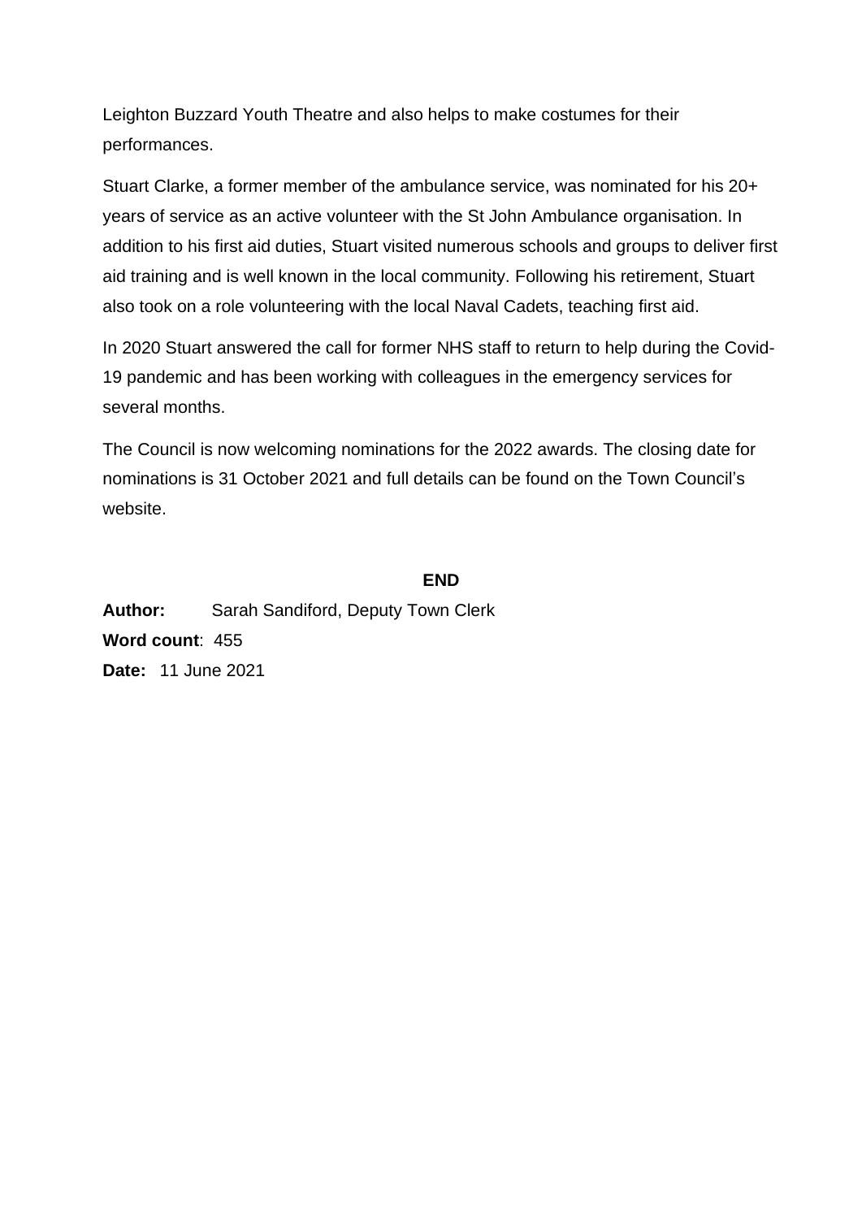Leighton Buzzard Youth Theatre and also helps to make costumes for their performances.

Stuart Clarke, a former member of the ambulance service, was nominated for his 20+ years of service as an active volunteer with the St John Ambulance organisation. In addition to his first aid duties, Stuart visited numerous schools and groups to deliver first aid training and is well known in the local community. Following his retirement, Stuart also took on a role volunteering with the local Naval Cadets, teaching first aid.

In 2020 Stuart answered the call for former NHS staff to return to help during the Covid-19 pandemic and has been working with colleagues in the emergency services for several months.

The Council is now welcoming nominations for the 2022 awards. The closing date for nominations is 31 October 2021 and full details can be found on the Town Council's website.

**END**

**Author:** Sarah Sandiford, Deputy Town Clerk

**Word count**: 455

**Date:** 11 June 2021